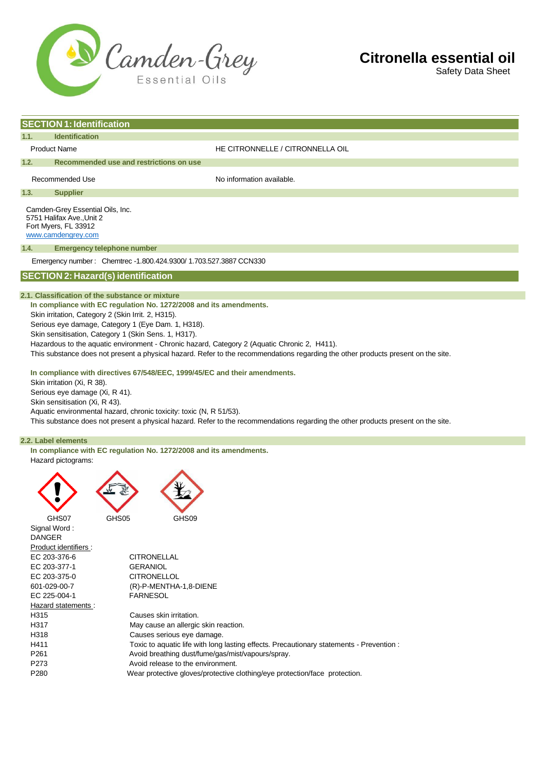# Citronella essential oil

Safety Data Sheet

## SECTION 1: Identification

### 1.1. Identification

Product Name HE CITRONNELLE / CITRONNELLA OIL

### 1.2. Recommended use and restrictions on use

Recommended Use No information available.

### 1.3. Supplier

Camden-Grey Essential Oils, Inc.
5751 Halifax Ave.,Unit 2
Fort Myers, FL 33912
www.camdengrey.com

### 1.4. Emergency telephone number

Emergency number : Chemtrec -1.800.424.9300/ 1.703.527.3887 CCN330

## SECTION 2: Hazard(s) identification

### 2.1. Classification of the substance or mixture

**In compliance with EC regulation No. 1272/2008 and its amendments.**

Skin irritation, Category 2 (Skin Irrit. 2, H315).
Serious eye damage, Category 1 (Eye Dam. 1, H318).
Skin sensitisation, Category 1 (Skin Sens. 1, H317).
Hazardous to the aquatic environment - Chronic hazard, Category 2 (Aquatic Chronic 2, H411).
This substance does not present a physical hazard. Refer to the recommendations regarding the other products present on the site.

**In compliance with directives 67/548/EEC, 1999/45/EC and their amendments.**

Skin irritation (Xi, R 38).
Serious eye damage (Xi, R 41).
Skin sensitisation (Xi, R 43).
Aquatic environmental hazard, chronic toxicity: toxic (N, R 51/53).
This substance does not present a physical hazard. Refer to the recommendations regarding the other products present on the site.

### 2.2. Label elements

**In compliance with EC regulation No. 1272/2008 and its amendments.**

Hazard pictograms:

GHS07 GHS05 GHS09

Signal Word :
DANGER

Product identifiers :

| | |
|---|---|
| EC 203-376-6 | CITRONELLAL |
| EC 203-377-1 | GERANIOL |
| EC 203-375-0 | CITRONELLOL |
| 601-029-00-7 | (R)-P-MENTHA-1,8-DIENE |
| EC 225-004-1 | FARNESOL |

Hazard statements :

| | |
|---|---|
| H315 | Causes skin irritation. |
| H317 | May cause an allergic skin reaction. |
| H318 | Causes serious eye damage. |
| H411 | Toxic to aquatic life with long lasting effects. Precautionary statements - Prevention : |
| P261 | Avoid breathing dust/fume/gas/mist/vapours/spray. |
| P273 | Avoid release to the environment. |
| P280 | Wear protective gloves/protective clothing/eye protection/face protection. |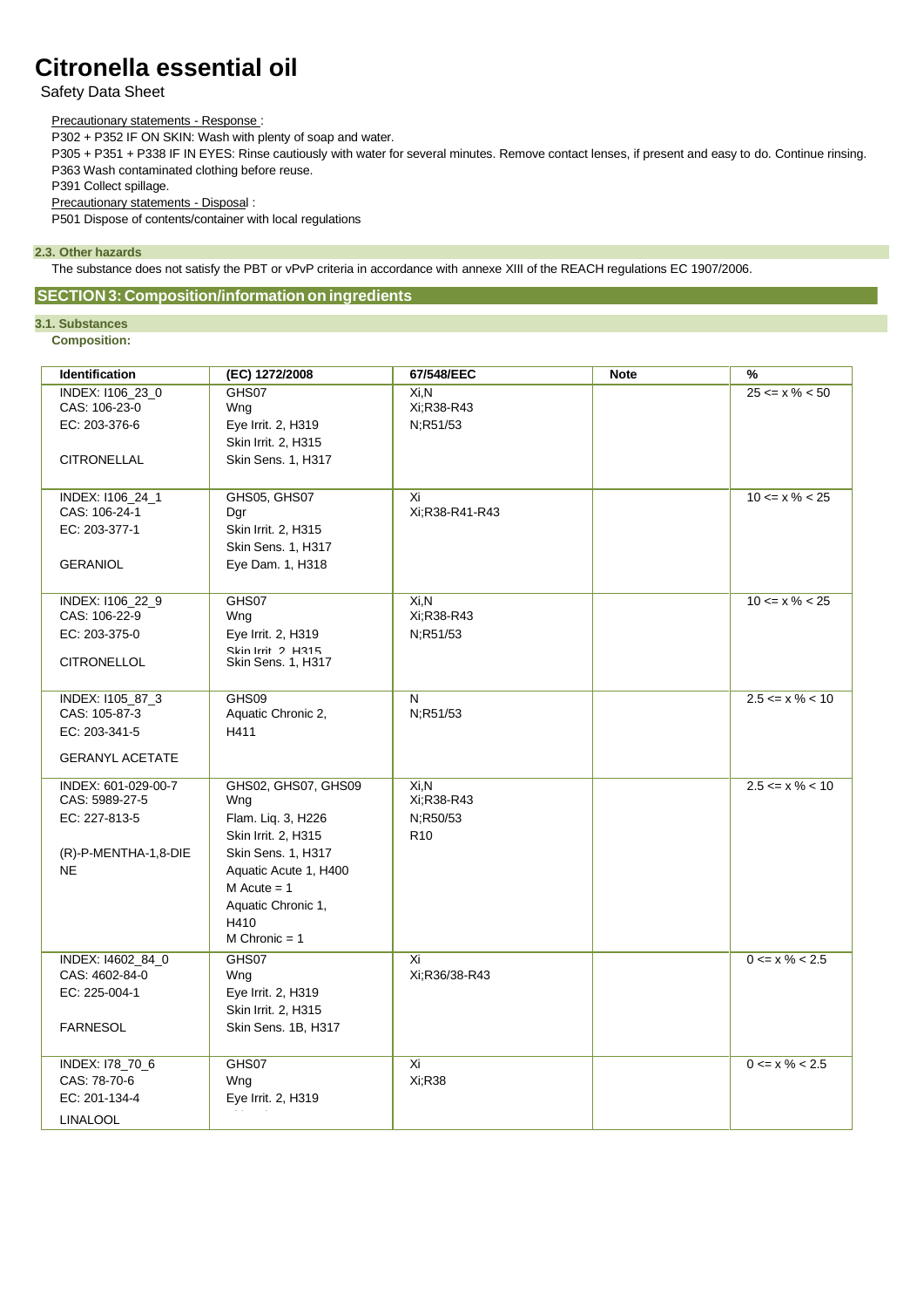# Citronella essential oil

Safety Data Sheet

Precautionary statements - Response :

P302 + P352 IF ON SKIN: Wash with plenty of soap and water.

P305 + P351 + P338 IF IN EYES: Rinse cautiously with water for several minutes. Remove contact lenses, if present and easy to do. Continue rinsing.

P363 Wash contaminated clothing before reuse.

P391 Collect spillage.

Precautionary statements - Disposal :

P501 Dispose of contents/container with local regulations

### 2.3. Other hazards

The substance does not satisfy the PBT or vPvP criteria in accordance with annexe XIII of the REACH regulations EC 1907/2006.

## SECTION 3: Composition/information on ingredients

### 3.1. Substances

**Composition:**

| Identification | (EC) 1272/2008 | 67/548/EEC | Note | % |
|---|---|---|---|---|
| INDEX: I106_23_0<br>CAS: 106-23-0<br>EC: 203-376-6<br><br>CITRONELLAL | GHS07<br>Wng<br>Eye Irrit. 2, H319<br>Skin Irrit. 2, H315<br>Skin Sens. 1, H317 | Xi,N<br>Xi;R38-R43<br>N;R51/53 | | 25 <= x % < 50 |
| INDEX: I106_24_1<br>CAS: 106-24-1<br>EC: 203-377-1<br><br>GERANIOL | GHS05, GHS07<br>Dgr<br>Skin Irrit. 2, H315<br>Skin Sens. 1, H317<br>Eye Dam. 1, H318 | Xi<br>Xi;R38-R41-R43 | | 10 <= x % < 25 |
| INDEX: I106_22_9<br>CAS: 106-22-9<br>EC: 203-375-0<br><br>CITRONELLOL | GHS07<br>Wng<br>Eye Irrit. 2, H319<br>Skin Irrit. 2, H315<br>Skin Sens. 1, H317 | Xi,N<br>Xi;R38-R43<br>N;R51/53 | | 10 <= x % < 25 |
| INDEX: I105_87_3<br>CAS: 105-87-3<br>EC: 203-341-5<br><br>GERANYL ACETATE | GHS09<br>Aquatic Chronic 2,<br>H411 | N<br>N;R51/53 | | 2.5 <= x % < 10 |
| INDEX: 601-029-00-7<br>CAS: 5989-27-5<br>EC: 227-813-5<br><br>(R)-P-MENTHA-1,8-DIENE | GHS02, GHS07, GHS09<br>Wng<br>Flam. Liq. 3, H226<br>Skin Irrit. 2, H315<br>Skin Sens. 1, H317<br>Aquatic Acute 1, H400<br>M Acute = 1<br>Aquatic Chronic 1,<br>H410<br>M Chronic = 1 | Xi,N<br>Xi;R38-R43<br>N;R50/53<br>R10 | | 2.5 <= x % < 10 |
| INDEX: I4602_84_0<br>CAS: 4602-84-0<br>EC: 225-004-1<br><br>FARNESOL | GHS07<br>Wng<br>Eye Irrit. 2, H319<br>Skin Irrit. 2, H315<br>Skin Sens. 1B, H317 | Xi<br>Xi;R36/38-R43 | | 0 <= x % < 2.5 |
| INDEX: I78_70_6<br>CAS: 78-70-6<br>EC: 201-134-4<br><br>LINALOOL | GHS07<br>Wng<br>Eye Irrit. 2, H319 | Xi<br>Xi;R38 | | 0 <= x % < 2.5 |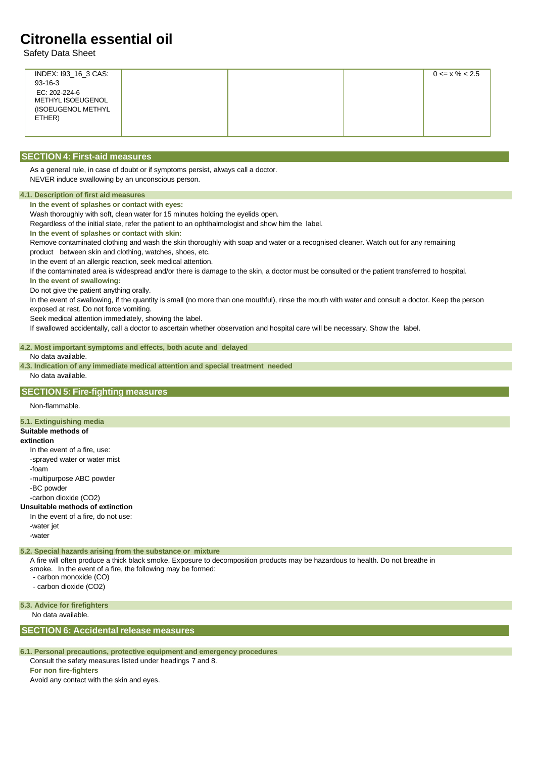# Citronella essential oil

Safety Data Sheet

| INDEX: I93_16_3 CAS: 93-16-3 EC: 202-224-6 METHYL ISOEUGENOL (ISOEUGENOL METHYL ETHER) | | | | 0 <= x % < 2.5 |
|---|---|---|---|---|

## SECTION 4: First-aid measures

As a general rule, in case of doubt or if symptoms persist, always call a doctor.
NEVER induce swallowing by an unconscious person.

### 4.1. Description of first aid measures

**In the event of splashes or contact with eyes:**

Wash thoroughly with soft, clean water for 15 minutes holding the eyelids open.

Regardless of the initial state, refer the patient to an ophthalmologist and show him the label.

**In the event of splashes or contact with skin:**

Remove contaminated clothing and wash the skin thoroughly with soap and water or a recognised cleaner. Watch out for any remaining product between skin and clothing, watches, shoes, etc.

In the event of an allergic reaction, seek medical attention.

If the contaminated area is widespread and/or there is damage to the skin, a doctor must be consulted or the patient transferred to hospital.

**In the event of swallowing:**

Do not give the patient anything orally.

In the event of swallowing, if the quantity is small (no more than one mouthful), rinse the mouth with water and consult a doctor. Keep the person exposed at rest. Do not force vomiting.

Seek medical attention immediately, showing the label.

If swallowed accidentally, call a doctor to ascertain whether observation and hospital care will be necessary. Show the label.

### 4.2. Most important symptoms and effects, both acute and delayed

No data available.

### 4.3. Indication of any immediate medical attention and special treatment needed

No data available.

## SECTION 5: Fire-fighting measures

Non-flammable.

### 5.1. Extinguishing media

**Suitable methods of extinction**

In the event of a fire, use:

-sprayed water or water mist

-foam

-multipurpose ABC powder

-BC powder

-carbon dioxide ($CO_2$)

**Unsuitable methods of extinction**

In the event of a fire, do not use:

-water jet

-water

### 5.2. Special hazards arising from the substance or mixture

A fire will often produce a thick black smoke. Exposure to decomposition products may be hazardous to health. Do not breathe in smoke. In the event of a fire, the following may be formed:

- carbon monoxide (CO)
- carbon dioxide ($CO_2$)

### 5.3. Advice for firefighters

No data available.

## SECTION 6: Accidental release measures

### 6.1. Personal precautions, protective equipment and emergency procedures

Consult the safety measures listed under headings 7 and 8.

**For non fire-fighters**

Avoid any contact with the skin and eyes.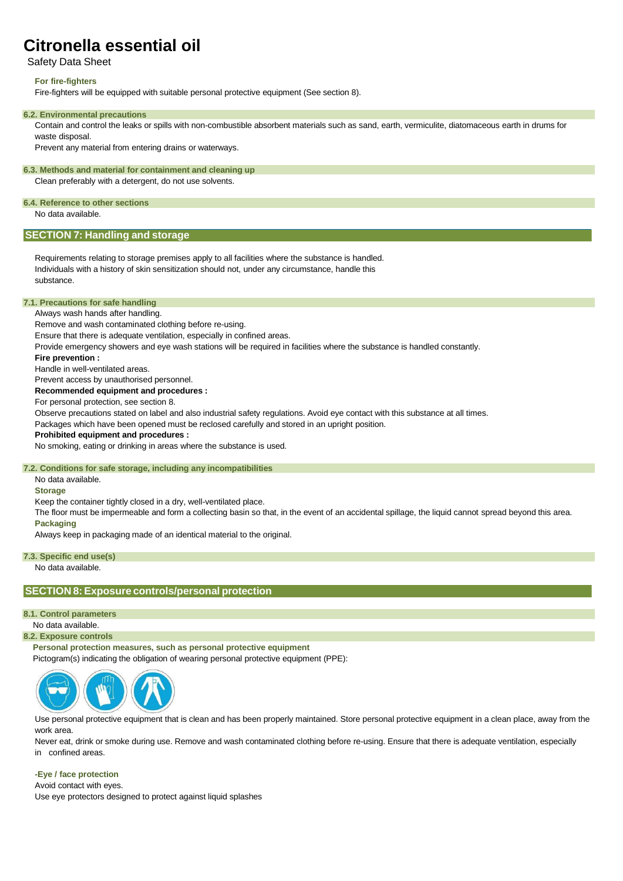**For fire-fighters**

Fire-fighters will be equipped with suitable personal protective equipment (See section 8).

### 6.2. Environmental precautions

Contain and control the leaks or spills with non-combustible absorbent materials such as sand, earth, vermiculite, diatomaceous earth in drums for waste disposal.

Prevent any material from entering drains or waterways.

### 6.3. Methods and material for containment and cleaning up

Clean preferably with a detergent, do not use solvents.

### 6.4. Reference to other sections

No data available.

## SECTION 7: Handling and storage

Requirements relating to storage premises apply to all facilities where the substance is handled.
Individuals with a history of skin sensitization should not, under any circumstance, handle this substance.

### 7.1. Precautions for safe handling

Always wash hands after handling.
Remove and wash contaminated clothing before re-using.
Ensure that there is adequate ventilation, especially in confined areas.
Provide emergency showers and eye wash stations will be required in facilities where the substance is handled constantly.

**Fire prevention :**

Handle in well-ventilated areas.
Prevent access by unauthorised personnel.

**Recommended equipment and procedures :**

For personal protection, see section 8.
Observe precautions stated on label and also industrial safety regulations. Avoid eye contact with this substance at all times.
Packages which have been opened must be reclosed carefully and stored in an upright position.

**Prohibited equipment and procedures :**

No smoking, eating or drinking in areas where the substance is used.

### 7.2. Conditions for safe storage, including any incompatibilities

No data available.

**Storage**

Keep the container tightly closed in a dry, well-ventilated place.
The floor must be impermeable and form a collecting basin so that, in the event of an accidental spillage, the liquid cannot spread beyond this area.

**Packaging**

Always keep in packaging made of an identical material to the original.

### 7.3. Specific end use(s)

No data available.

## SECTION 8: Exposure controls/personal protection

### 8.1. Control parameters

No data available.

### 8.2. Exposure controls

**Personal protection measures, such as personal protective equipment**

Pictogram(s) indicating the obligation of wearing personal protective equipment (PPE):

Use personal protective equipment that is clean and has been properly maintained. Store personal protective equipment in a clean place, away from the work area.

Never eat, drink or smoke during use. Remove and wash contaminated clothing before re-using. Ensure that there is adequate ventilation, especially in confined areas.

**-Eye / face protection**

Avoid contact with eyes.
Use eye protectors designed to protect against liquid splashes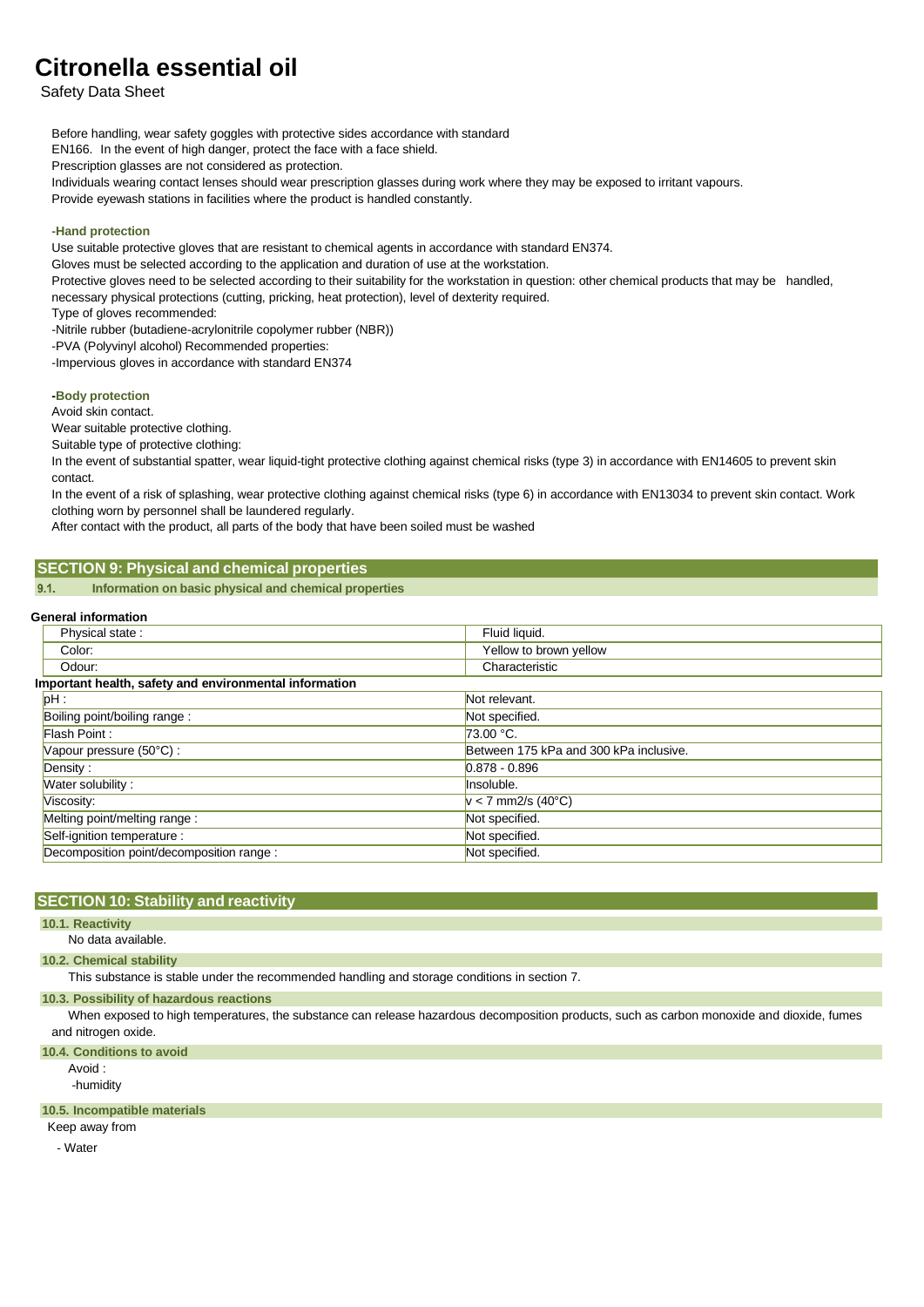# Citronella essential oil

Safety Data Sheet

Before handling, wear safety goggles with protective sides accordance with standard EN166. In the event of high danger, protect the face with a face shield.

Prescription glasses are not considered as protection.

Individuals wearing contact lenses should wear prescription glasses during work where they may be exposed to irritant vapours.

Provide eyewash stations in facilities where the product is handled constantly.

**-Hand protection**

Use suitable protective gloves that are resistant to chemical agents in accordance with standard EN374.

Gloves must be selected according to the application and duration of use at the workstation.

Protective gloves need to be selected according to their suitability for the workstation in question: other chemical products that may be handled, necessary physical protections (cutting, pricking, heat protection), level of dexterity required.

Type of gloves recommended:

-Nitrile rubber (butadiene-acrylonitrile copolymer rubber (NBR))

-PVA (Polyvinyl alcohol) Recommended properties:

-Impervious gloves in accordance with standard EN374

**-Body protection**

Avoid skin contact.

Wear suitable protective clothing.

Suitable type of protective clothing:

In the event of substantial spatter, wear liquid-tight protective clothing against chemical risks (type 3) in accordance with EN14605 to prevent skin contact.

In the event of a risk of splashing, wear protective clothing against chemical risks (type 6) in accordance with EN13034 to prevent skin contact. Work clothing worn by personnel shall be laundered regularly.

After contact with the product, all parts of the body that have been soiled must be washed

## SECTION 9: Physical and chemical properties

### 9.1. Information on basic physical and chemical properties

**General information**

| | |
|---|---|
| Physical state : | Fluid liquid. |
| Color: | Yellow to brown yellow |
| Odour: | Characteristic |

**Important health, safety and environmental information**

| | |
|---|---|
| pH : | Not relevant. |
| Boiling point/boiling range : | Not specified. |
| Flash Point : | 73.00 °C. |
| Vapour pressure (50°C) : | Between 175 kPa and 300 kPa inclusive. |
| Density : | 0.878 - 0.896 |
| Water solubility : | Insoluble. |
| Viscosity: | v < 7 mm2/s (40°C) |
| Melting point/melting range : | Not specified. |
| Self-ignition temperature : | Not specified. |
| Decomposition point/decomposition range : | Not specified. |

## SECTION 10: Stability and reactivity

### 10.1. Reactivity

No data available.

### 10.2. Chemical stability

This substance is stable under the recommended handling and storage conditions in section 7.

### 10.3. Possibility of hazardous reactions

When exposed to high temperatures, the substance can release hazardous decomposition products, such as carbon monoxide and dioxide, fumes and nitrogen oxide.

### 10.4. Conditions to avoid

Avoid :

-humidity

### 10.5. Incompatible materials

Keep away from

- Water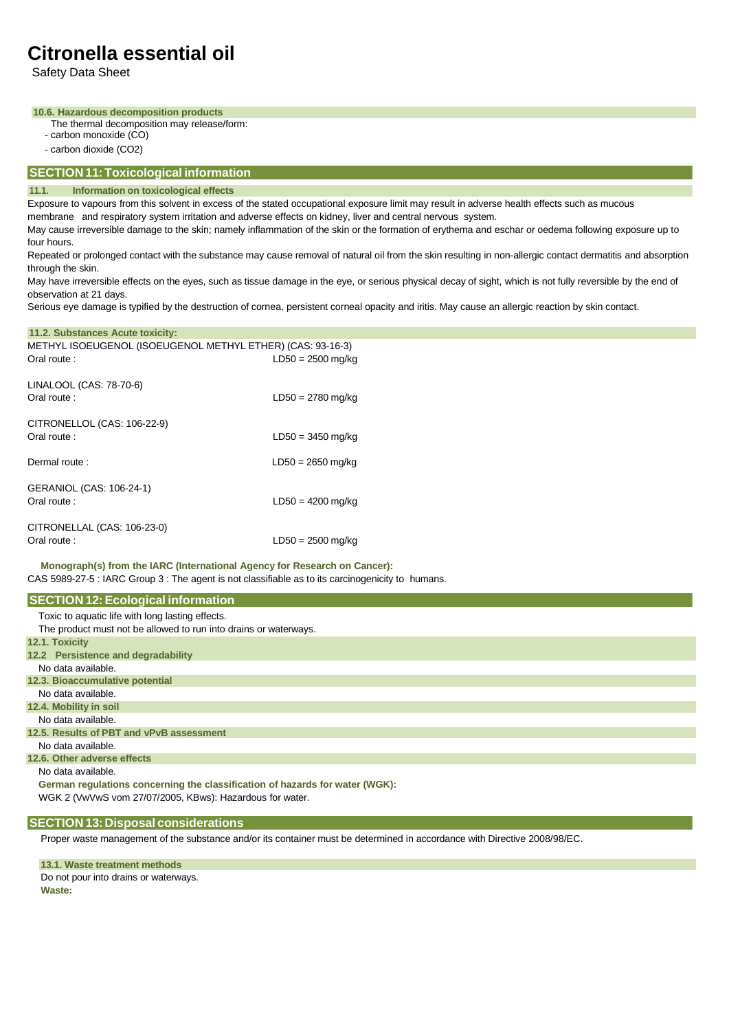# Citronella essential oil

Safety Data Sheet

#### 10.6. Hazardous decomposition products

The thermal decomposition may release/form:

- carbon monoxide (CO)
- carbon dioxide (CO2)

## SECTION 11: Toxicological information

#### 11.1. Information on toxicological effects

Exposure to vapours from this solvent in excess of the stated occupational exposure limit may result in adverse health effects such as mucous membrane and respiratory system irritation and adverse effects on kidney, liver and central nervous system.

May cause irreversible damage to the skin; namely inflammation of the skin or the formation of erythema and eschar or oedema following exposure up to four hours.

Repeated or prolonged contact with the substance may cause removal of natural oil from the skin resulting in non-allergic contact dermatitis and absorption through the skin.

May have irreversible effects on the eyes, such as tissue damage in the eye, or serious physical decay of sight, which is not fully reversible by the end of observation at 21 days.

Serious eye damage is typified by the destruction of cornea, persistent corneal opacity and iritis. May cause an allergic reaction by skin contact.

#### 11.2. Substances Acute toxicity:

METHYL ISOEUGENOL (ISOEUGENOL METHYL ETHER) (CAS: 93-16-3)

Oral route : LD50 = 2500 mg/kg

LINALOOL (CAS: 78-70-6)

Oral route : LD50 = 2780 mg/kg

CITRONELLOL (CAS: 106-22-9)

Oral route : LD50 = 3450 mg/kg

Dermal route : LD50 = 2650 mg/kg

GERANIOL (CAS: 106-24-1)

Oral route : LD50 = 4200 mg/kg

CITRONELLAL (CAS: 106-23-0)

Oral route : LD50 = 2500 mg/kg

**Monograph(s) from the IARC (International Agency for Research on Cancer):**

CAS 5989-27-5 : IARC Group 3 : The agent is not classifiable as to its carcinogenicity to humans.

## SECTION 12: Ecological information

Toxic to aquatic life with long lasting effects.

The product must not be allowed to run into drains or waterways.

#### 12.1. Toxicity

#### 12.2 Persistence and degradability

No data available.

#### 12.3. Bioaccumulative potential

No data available.

#### 12.4. Mobility in soil

No data available.

#### 12.5. Results of PBT and vPvB assessment

No data available.

#### 12.6. Other adverse effects

No data available.

**German regulations concerning the classification of hazards for water (WGK):**

WGK 2 (VwVwS vom 27/07/2005, KBws): Hazardous for water.

## SECTION 13: Disposal considerations

Proper waste management of the substance and/or its container must be determined in accordance with Directive 2008/98/EC.

#### 13.1. Waste treatment methods

Do not pour into drains or waterways.

**Waste:**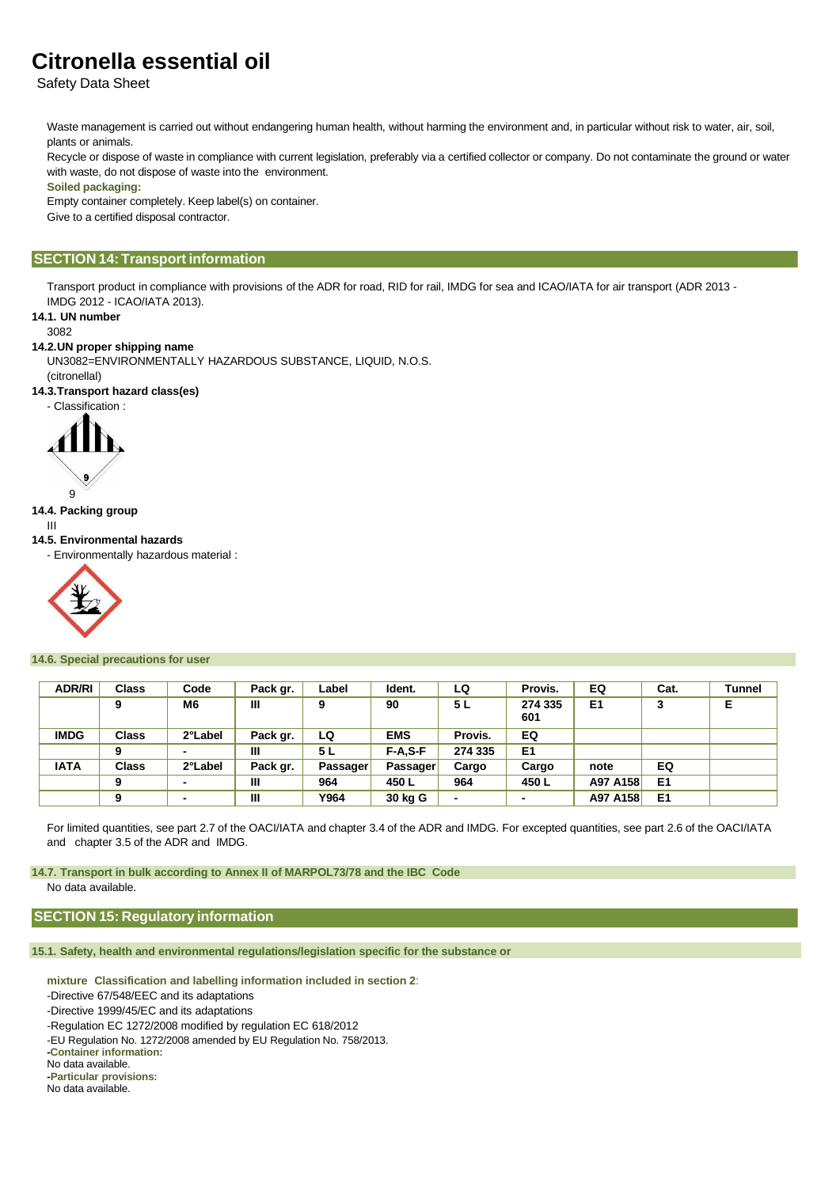Waste management is carried out without endangering human health, without harming the environment and, in particular without risk to water, air, soil, plants or animals.

Recycle or dispose of waste in compliance with current legislation, preferably via a certified collector or company. Do not contaminate the ground or water with waste, do not dispose of waste into the environment.

**Soiled packaging:**

Empty container completely. Keep label(s) on container.

Give to a certified disposal contractor.

## SECTION 14: Transport information

Transport product in compliance with provisions of the ADR for road, RID for rail, IMDG for sea and ICAO/IATA for air transport (ADR 2013 - IMDG 2012 - ICAO/IATA 2013).

**14.1. UN number**

3082

**14.2.UN proper shipping name**

UN3082=ENVIRONMENTALLY HAZARDOUS SUBSTANCE, LIQUID, N.O.S. (citronellal)

**14.3.Transport hazard class(es)**

- Classification :

9

**14.4. Packing group**

III

**14.5. Environmental hazards**

- Environmentally hazardous material :

**14.6. Special precautions for user**

| ADR/RI | Class | Code | Pack gr. | Label | Ident. | LQ | Provis. | EQ | Cat. | Tunnel |
|---|---|---|---|---|---|---|---|---|---|---|
| | 9 | M6 | III | 9 | 90 | 5 L | 274 335 601 | E1 | 3 | E |
| IMDG | Class | 2°Label | Pack gr. | LQ | EMS | Provis. | EQ | | | |
| | 9 | - | III | 5 L | F-A,S-F | 274 335 | E1 | | | |
| IATA | Class | 2°Label | Pack gr. | Passager | Passager | Cargo | Cargo | note | EQ | |
| | 9 | - | III | 964 | 450 L | 964 | 450 L | A97 A158 | E1 | |
| | 9 | - | III | Y964 | 30 kg G | - | - | A97 A158 | E1 | |

For limited quantities, see part 2.7 of the OACI/IATA and chapter 3.4 of the ADR and IMDG. For excepted quantities, see part 2.6 of the OACI/IATA and chapter 3.5 of the ADR and IMDG.

**14.7. Transport in bulk according to Annex II of MARPOL73/78 and the IBC Code**

No data available.

## SECTION 15: Regulatory information

**15.1. Safety, health and environmental regulations/legislation specific for the substance or mixture**

**Classification and labelling information included in section 2**:

-Directive 67/548/EEC and its adaptations

-Directive 1999/45/EC and its adaptations

-Regulation EC 1272/2008 modified by regulation EC 618/2012

-EU Regulation No. 1272/2008 amended by EU Regulation No. 758/2013.

**-Container information:**

No data available.

**-Particular provisions:**

No data available.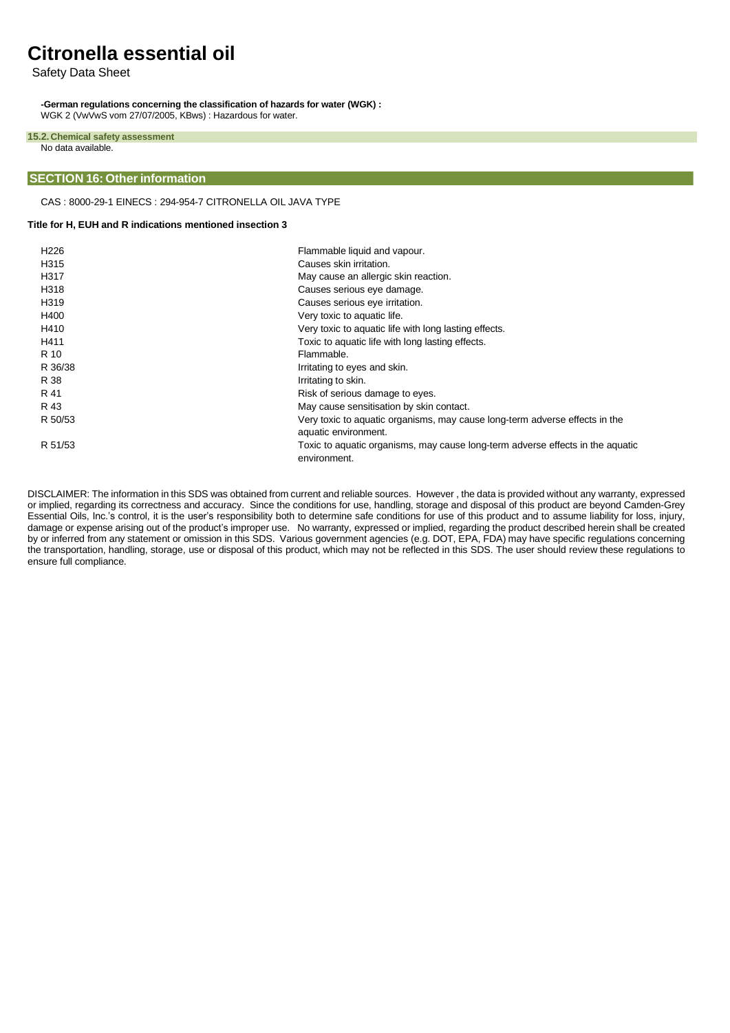**-German regulations concerning the classification of hazards for water (WGK) :**
WGK 2 (VwVwS vom 27/07/2005, KBws) : Hazardous for water.

**15.2. Chemical safety assessment**

No data available.

## SECTION 16: Other information

CAS : 8000-29-1 EINECS : 294-954-7 CITRONELLA OIL JAVA TYPE

**Title for H, EUH and R indications mentioned insection 3**

| | |
|---|---|
| H226 | Flammable liquid and vapour. |
| H315 | Causes skin irritation. |
| H317 | May cause an allergic skin reaction. |
| H318 | Causes serious eye damage. |
| H319 | Causes serious eye irritation. |
| H400 | Very toxic to aquatic life. |
| H410 | Very toxic to aquatic life with long lasting effects. |
| H411 | Toxic to aquatic life with long lasting effects. |
| R 10 | Flammable. |
| R 36/38 | Irritating to eyes and skin. |
| R 38 | Irritating to skin. |
| R 41 | Risk of serious damage to eyes. |
| R 43 | May cause sensitisation by skin contact. |
| R 50/53 | Very toxic to aquatic organisms, may cause long-term adverse effects in the aquatic environment. |
| R 51/53 | Toxic to aquatic organisms, may cause long-term adverse effects in the aquatic environment. |

DISCLAIMER: The information in this SDS was obtained from current and reliable sources. However , the data is provided without any warranty, expressed or implied, regarding its correctness and accuracy. Since the conditions for use, handling, storage and disposal of this product are beyond Camden-Grey Essential Oils, Inc.'s control, it is the user's responsibility both to determine safe conditions for use of this product and to assume liability for loss, injury, damage or expense arising out of the product's improper use. No warranty, expressed or implied, regarding the product described herein shall be created by or inferred from any statement or omission in this SDS. Various government agencies (e.g. DOT, EPA, FDA) may have specific regulations concerning the transportation, handling, storage, use or disposal of this product, which may not be reflected in this SDS. The user should review these regulations to ensure full compliance.